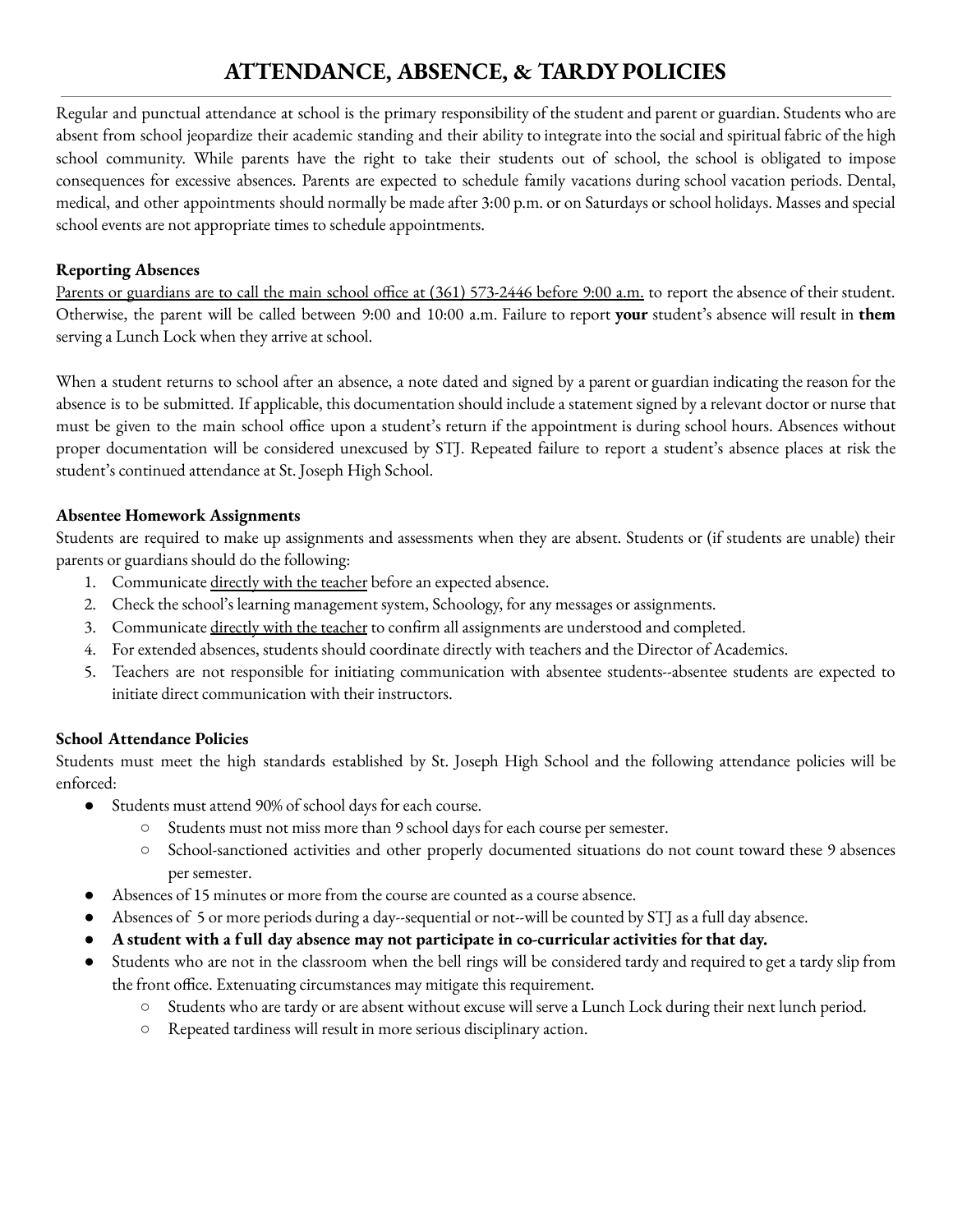# ATTENDANCE, ABSENCE, & TARDY POLICIES

Regular and punctual attendance at school is the primary responsibility of the student and parent or guardian. Students who are absent from school jeopardize their academic standing and their ability to integrate into the social and spiritual fabric of the high school community. While parents have the right to take their students out of school, the school is obligated to impose consequences for excessive absences. Parents are expected to schedule family vacations during school vacation periods. Dental, medical, and other appointments should normally be made after 3:00 p.m. or on Saturdays or school holidays. Masses and special school events are not appropriate times to schedule appointments.

**Reporting Absences**

Parents or guardians are to call the main school office at (361) 573-2446 before 9:00 a.m. to report the absence of their student. Otherwise, the parent will be called between 9:00 and 10:00 a.m. Failure to report **your** student's absence will result in **them** serving a Lunch Lock when they arrive at school.

When a student returns to school after an absence, a note dated and signed by a parent or guardian indicating the reason for the absence is to be submitted. If applicable, this documentation should include a statement signed by a relevant doctor or nurse that must be given to the main school office upon a student's return if the appointment is during school hours. Absences without proper documentation will be considered unexcused by STJ. Repeated failure to report a student's absence places at risk the student's continued attendance at St. Joseph High School.

**Absentee Homework Assignments**

Students are required to make up assignments and assessments when they are absent. Students or (if students are unable) their parents or guardians should do the following:

1. Communicate directly with the teacher before an expected absence.
2. Check the school's learning management system, Schoology, for any messages or assignments.
3. Communicate directly with the teacher to confirm all assignments are understood and completed.
4. For extended absences, students should coordinate directly with teachers and the Director of Academics.
5. Teachers are not responsible for initiating communication with absentee students--absentee students are expected to initiate direct communication with their instructors.

**School Attendance Policies**

Students must meet the high standards established by St. Joseph High School and the following attendance policies will be enforced:

- Students must attend 90% of school days for each course.
  - Students must not miss more than 9 school days for each course per semester.
  - School-sanctioned activities and other properly documented situations do not count toward these 9 absences per semester.
- Absences of 15 minutes or more from the course are counted as a course absence.
- Absences of 5 or more periods during a day--sequential or not--will be counted by STJ as a full day absence.
- **A student with a full day absence may not participate in co-curricular activities for that day.**
- Students who are not in the classroom when the bell rings will be considered tardy and required to get a tardy slip from the front office. Extenuating circumstances may mitigate this requirement.
  - Students who are tardy or are absent without excuse will serve a Lunch Lock during their next lunch period.
  - Repeated tardiness will result in more serious disciplinary action.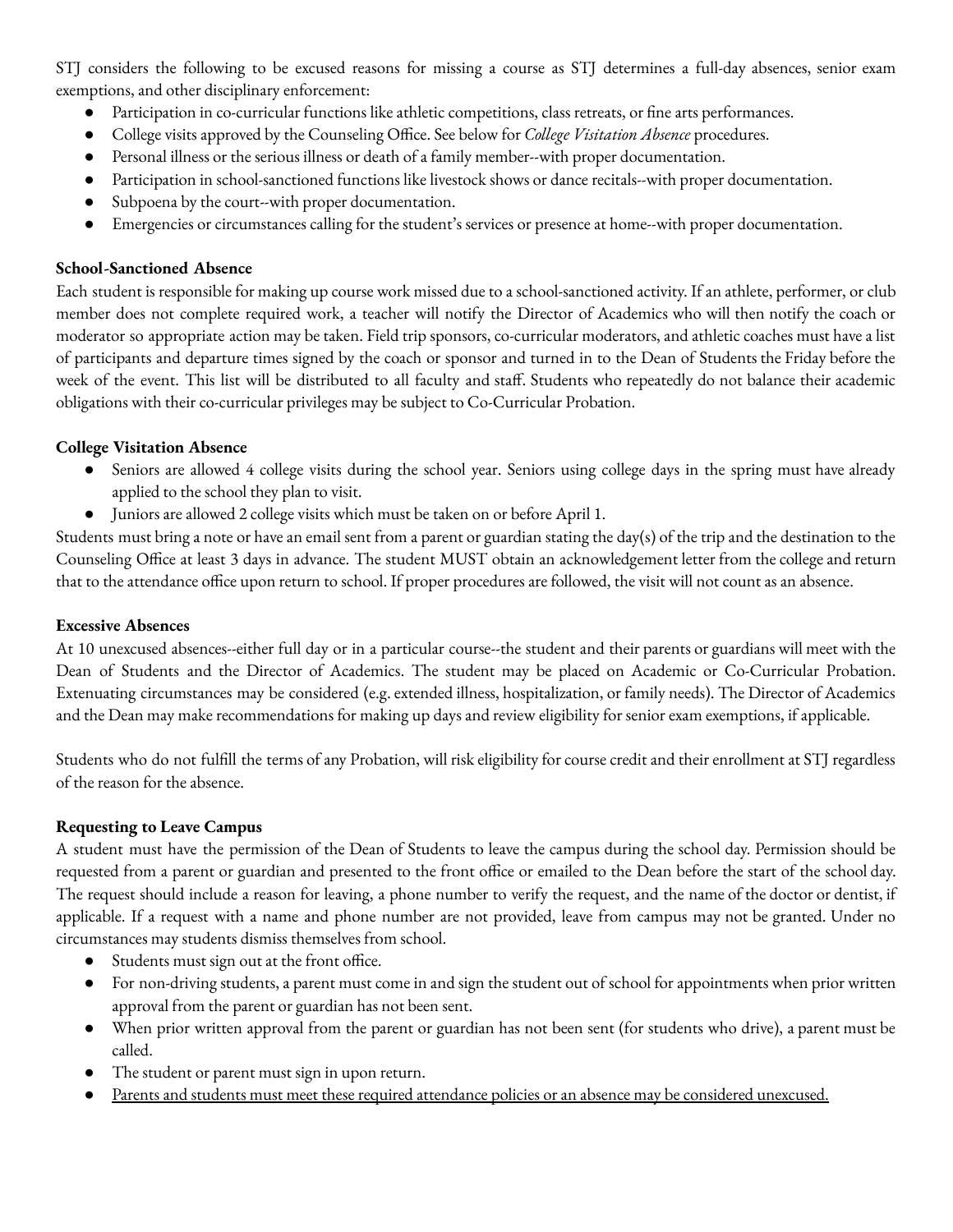STJ considers the following to be excused reasons for missing a course as STJ determines a full-day absences, senior exam exemptions, and other disciplinary enforcement:

- Participation in co-curricular functions like athletic competitions, class retreats, or fine arts performances.
- College visits approved by the Counseling Office. See below for *College Visitation Absence* procedures.
- Personal illness or the serious illness or death of a family member--with proper documentation.
- Participation in school-sanctioned functions like livestock shows or dance recitals--with proper documentation.
- Subpoena by the court--with proper documentation.
- Emergencies or circumstances calling for the student's services or presence at home--with proper documentation.

**School-Sanctioned Absence**

Each student is responsible for making up course work missed due to a school-sanctioned activity. If an athlete, performer, or club member does not complete required work, a teacher will notify the Director of Academics who will then notify the coach or moderator so appropriate action may be taken. Field trip sponsors, co-curricular moderators, and athletic coaches must have a list of participants and departure times signed by the coach or sponsor and turned in to the Dean of Students the Friday before the week of the event. This list will be distributed to all faculty and staff. Students who repeatedly do not balance their academic obligations with their co-curricular privileges may be subject to Co-Curricular Probation.

**College Visitation Absence**

- Seniors are allowed 4 college visits during the school year. Seniors using college days in the spring must have already applied to the school they plan to visit.
- Juniors are allowed 2 college visits which must be taken on or before April 1.

Students must bring a note or have an email sent from a parent or guardian stating the day(s) of the trip and the destination to the Counseling Office at least 3 days in advance. The student MUST obtain an acknowledgement letter from the college and return that to the attendance office upon return to school. If proper procedures are followed, the visit will not count as an absence.

**Excessive Absences**

At 10 unexcused absences--either full day or in a particular course--the student and their parents or guardians will meet with the Dean of Students and the Director of Academics. The student may be placed on Academic or Co-Curricular Probation. Extenuating circumstances may be considered (e.g. extended illness, hospitalization, or family needs). The Director of Academics and the Dean may make recommendations for making up days and review eligibility for senior exam exemptions, if applicable.

Students who do not fulfill the terms of any Probation, will risk eligibility for course credit and their enrollment at STJ regardless of the reason for the absence.

**Requesting to Leave Campus**

A student must have the permission of the Dean of Students to leave the campus during the school day. Permission should be requested from a parent or guardian and presented to the front office or emailed to the Dean before the start of the school day. The request should include a reason for leaving, a phone number to verify the request, and the name of the doctor or dentist, if applicable. If a request with a name and phone number are not provided, leave from campus may not be granted. Under no circumstances may students dismiss themselves from school.

- Students must sign out at the front office.
- For non-driving students, a parent must come in and sign the student out of school for appointments when prior written approval from the parent or guardian has not been sent.
- When prior written approval from the parent or guardian has not been sent (for students who drive), a parent must be called.
- The student or parent must sign in upon return.
- <u>Parents and students must meet these required attendance policies or an absence may be considered unexcused.</u>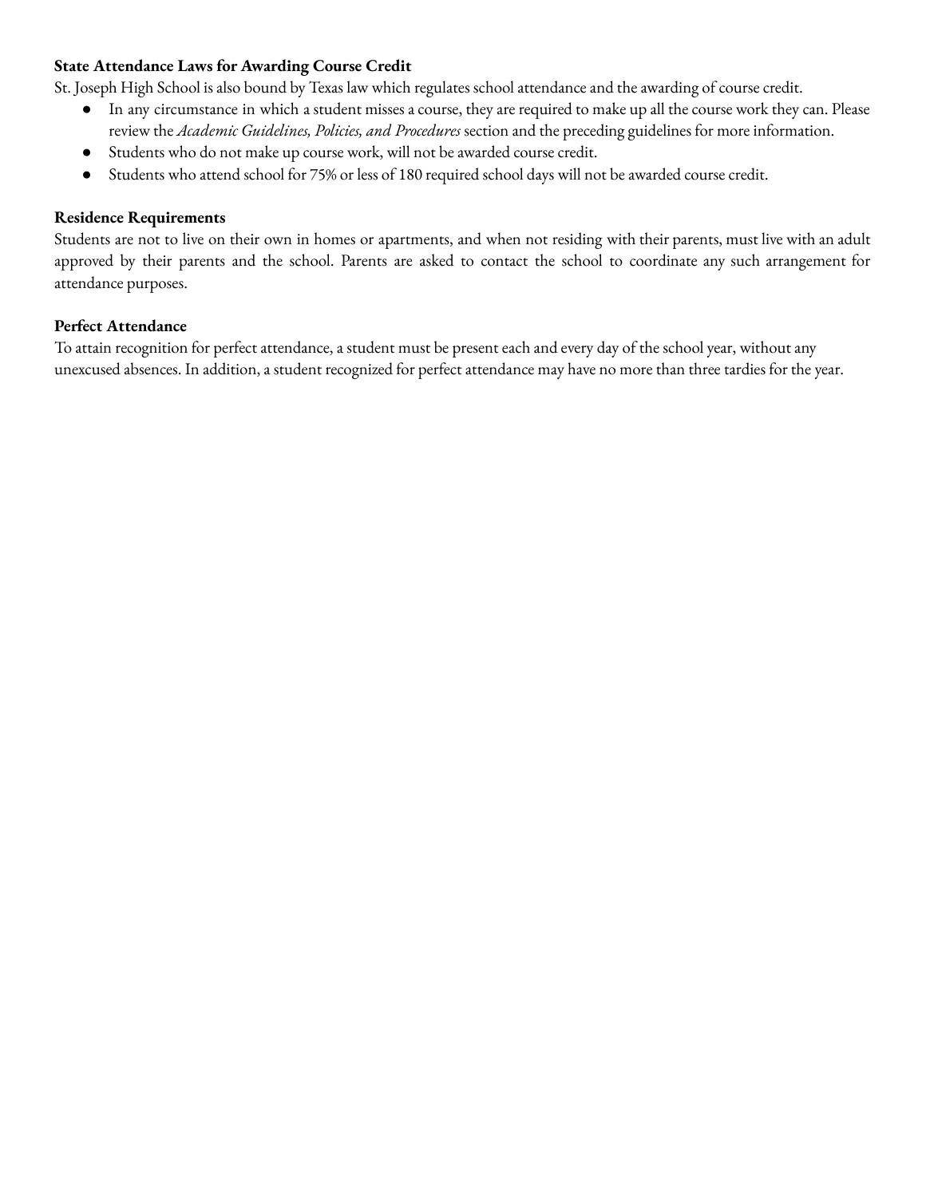**State Attendance Laws for Awarding Course Credit**

St. Joseph High School is also bound by Texas law which regulates school attendance and the awarding of course credit.

- In any circumstance in which a student misses a course, they are required to make up all the course work they can. Please review the *Academic Guidelines, Policies, and Procedures* section and the preceding guidelines for more information.
- Students who do not make up course work, will not be awarded course credit.
- Students who attend school for 75% or less of 180 required school days will not be awarded course credit.

**Residence Requirements**

Students are not to live on their own in homes or apartments, and when not residing with their parents, must live with an adult approved by their parents and the school. Parents are asked to contact the school to coordinate any such arrangement for attendance purposes.

**Perfect Attendance**

To attain recognition for perfect attendance, a student must be present each and every day of the school year, without any unexcused absences. In addition, a student recognized for perfect attendance may have no more than three tardies for the year.